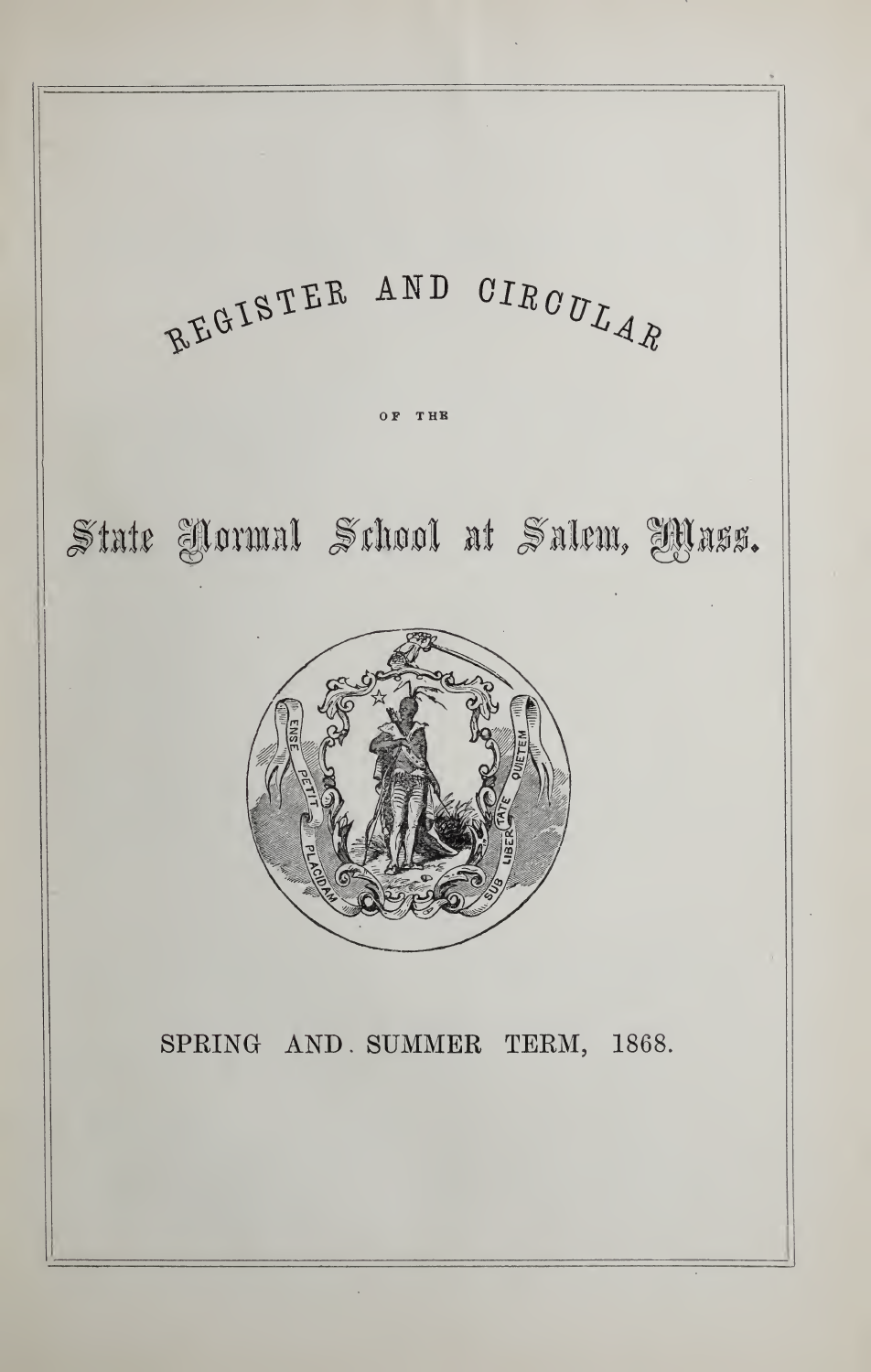# REGISTER AND CIRCULAR

OF THE

# State Normal School at Salem, Mass.

ENSE PETIT PLACIDAM SUB LIBERTATE QUIETEM

SPRING AND SUMMER TERM, 1868.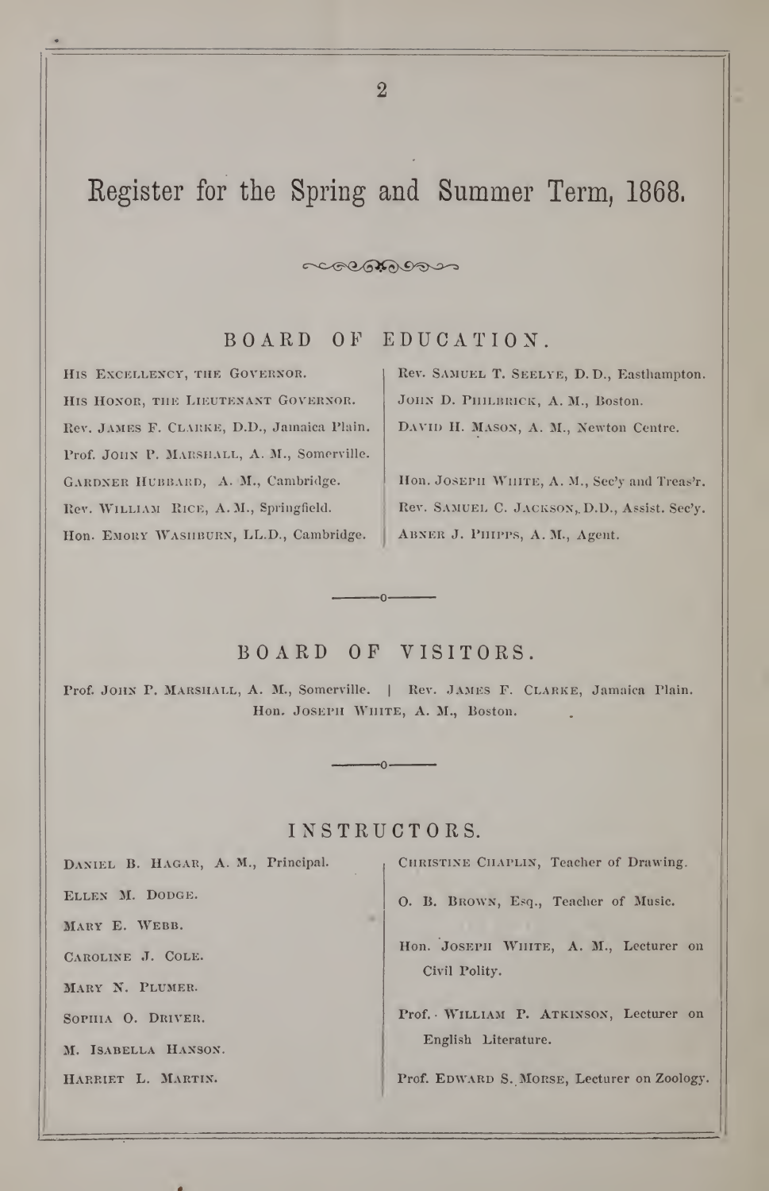# Register for the Spring and Summer Term, 1868.

## BOARD OF EDUCATION.

His Excellency, the Governor.

His Honor, the Lieutenant Governor.

Rev. James F. Clarke, D.D., Jamaica Plain.

Prof. John P. Marshall, A. M., Somerville.

Gardner Hubbard, A. M., Cambridge.

Rev. William Rice, A. M., Springfield.

Hon. Emory Washburn, LL.D., Cambridge.

Rev. Samuel T. Seelye, D. D., Easthampton.

John D. Philbrick, A. M., Boston.

David H. Mason, A. M., Newton Centre.

Hon. Joseph White, A. M., Sec'y and Treas'r.

Rev. Samuel C. Jackson, D.D., Assist. Sec'y.

Abner J. Phipps, A. M., Agent.

## BOARD OF VISITORS.

Prof. John P. Marshall, A. M., Somerville. | Rev. James F. Clarke, Jamaica Plain.

Hon. Joseph White, A. M., Boston.

## INSTRUCTORS.

Daniel B. Hagar, A. M., Principal.

Ellen M. Dodge.

Mary E. Webb.

Caroline J. Cole.

Mary N. Plumer.

Sophia O. Driver.

M. Isabella Hanson.

Harriet L. Martin.

Christine Chaplin, Teacher of Drawing.

O. B. Brown, Esq., Teacher of Music.

Hon. Joseph White, A. M., Lecturer on Civil Polity.

Prof. William P. Atkinson, Lecturer on English Literature.

Prof. Edward S. Morse, Lecturer on Zoology.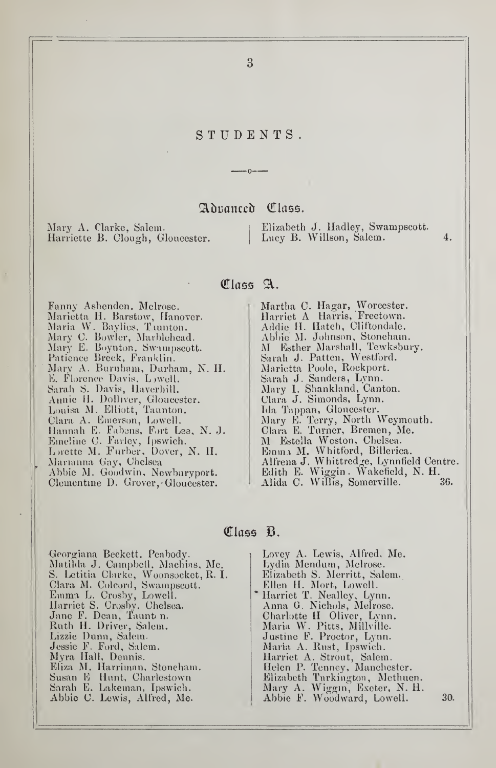# STUDENTS.

## Advanced Class.

Mary A. Clarke, Salem.
Harriette B. Clough, Gloucester.
Elizabeth J. Hadley, Swampscott.
Lucy B. Willson, Salem. 4.

## Class A.

Fanny Ashenden, Melrose.
Marietta H. Barstow, Hanover.
Maria W. Baylies, Taunton.
Mary C. Bowler, Marblehead.
Mary E. Boynton, Swampscott.
Patience Breck, Franklin.
Mary A. Burnham, Durham, N. H.
E. Florence Davis, Lowell.
Sarah S. Davis, Haverhill.
Annie H. Dolliver, Gloucester.
Louisa M. Elliott, Taunton.
Clara A. Emerson, Lowell.
Hannah E. Fabens, Fort Lee, N. J.
Emeline C. Farley, Ipswich.
Lorette M. Furber, Dover, N. H.
Marianna Gay, Chelsea
Abbie M. Goodwin, Newburyport.
Clementine D. Grover, Gloucester.
Martha C. Hagar, Worcester.
Harriet A Harris, Freetown.
Addie H. Hatch, Cliftondale.
Abbie M. Johnson, Stoneham.
M Esther Marshall, Tewksbury.
Sarah J. Patten, Westford.
Marietta Poole, Rockport.
Sarah J. Sanders, Lynn.
Mary I. Shankland, Canton.
Clara J. Simonds, Lynn.
Ida Tappan, Gloucester.
Mary E. Terry, North Weymouth.
Clara E. Turner, Bremen, Me.
M Estella Weston, Chelsea.
Emma M. Whitford, Billerica.
Alfrena J. Whittredge, Lynnfield Centre.
Edith E. Wiggin, Wakefield, N. H.
Alida C. Willis, Somerville. 36.

## Class B.

Georgiana Beckett, Peabody.
Matilda J. Campbell, Machias, Me.
S. Letitia Clarke, Woonsocket, R. I.
Clara M. Colcord, Swampscott.
Emma L. Crosby, Lowell.
Harriet S. Crosby, Chelsea.
Jane F. Dean, Taunton.
Ruth H. Driver, Salem.
Lizzie Dunn, Salem.
Jessie F. Ford, Salem.
Myra Hall, Dennis.
Eliza M. Harriman, Stoneham.
Susan E Hunt, Charlestown
Sarah E. Lakeman, Ipswich.
Abbie C. Lewis, Alfred, Me.
Lovey A. Lewis, Alfred, Me.
Lydia Mendum, Melrose.
Elizabeth S. Merritt, Salem.
Ellen H. Mort, Lowell.
Harriet T. Nealley, Lynn.
Anna G. Nichols, Melrose.
Charlotte H Oliver, Lynn.
Maria W. Pitts, Millville.
Justine F. Proctor, Lynn.
Maria A. Rust, Ipswich.
Harriet A. Strout, Salem.
Helen P. Tenney, Manchester.
Elizabeth Turkington, Methuen.
Mary A. Wiggin, Exeter, N. H.
Abbie F. Woodward, Lowell. 30.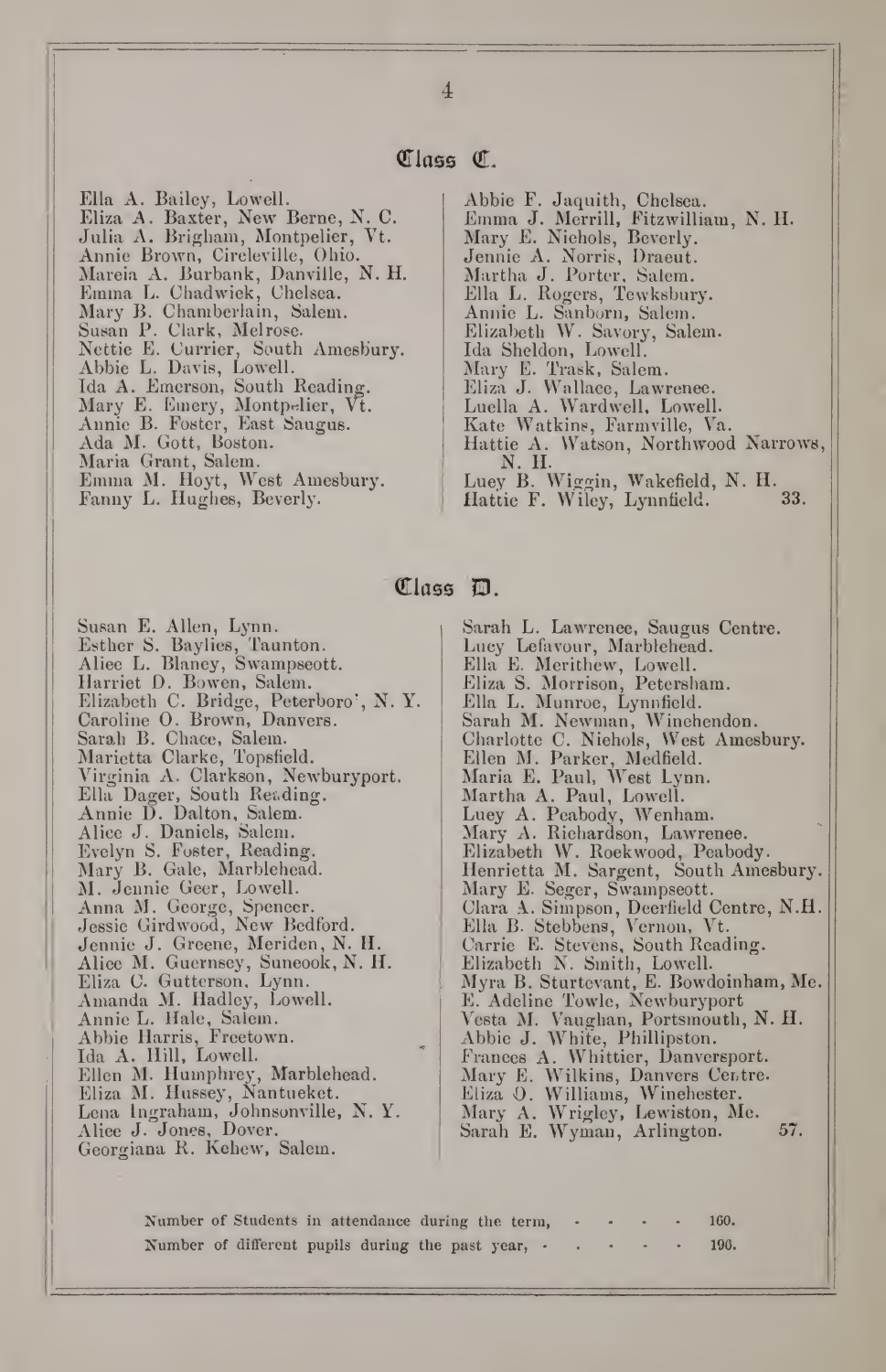## Class C.

Ella A. Bailey, Lowell.
Eliza A. Baxter, New Berne, N. C.
Julia A. Brigham, Montpelier, Vt.
Annie Brown, Circleville, Ohio.
Marcia A. Burbank, Danville, N. H.
Emma L. Chadwick, Chelsea.
Mary B. Chamberlain, Salem.
Susan P. Clark, Melrose.
Nettie E. Currier, South Amesbury.
Abbie L. Davis, Lowell.
Ida A. Emerson, South Reading.
Mary E. Emery, Montpelier, Vt.
Annie B. Foster, East Saugus.
Ada M. Gott, Boston.
Maria Grant, Salem.
Emma M. Hoyt, West Amesbury.
Fanny L. Hughes, Beverly.
Abbie F. Jaquith, Chelsea.
Emma J. Merrill, Fitzwilliam, N. H.
Mary E. Nichols, Beverly.
Jennie A. Norris, Dracut.
Martha J. Porter, Salem.
Ella L. Rogers, Tewksbury.
Annie L. Sanborn, Salem.
Elizabeth W. Savory, Salem.
Ida Sheldon, Lowell.
Mary E. Trask, Salem.
Eliza J. Wallace, Lawrence.
Luella A. Wardwell, Lowell.
Kate Watkins, Farmville, Va.
Hattie A. Watson, Northwood Narrows, N. H.
Lucy B. Wiggin, Wakefield, N. H.
Hattie F. Wiley, Lynnfield. 33.

## Class D.

Susan E. Allen, Lynn.
Esther S. Baylies, Taunton.
Alice L. Blaney, Swampscott.
Harriet D. Bowen, Salem.
Elizabeth C. Bridge, Peterboro', N. Y.
Caroline O. Brown, Danvers.
Sarah B. Chace, Salem.
Marietta Clarke, Topsfield.
Virginia A. Clarkson, Newburyport.
Ella Dager, South Reading.
Annie D. Dalton, Salem.
Alice J. Daniels, Salem.
Evelyn S. Foster, Reading.
Mary B. Gale, Marblehead.
M. Jennie Geer, Lowell.
Anna M. George, Spencer.
Jessie Girdwood, New Bedford.
Jennie J. Greene, Meriden, N. H.
Alice M. Guernsey, Suncook, N. H.
Eliza C. Gutterson, Lynn.
Amanda M. Hadley, Lowell.
Annie L. Hale, Salem.
Abbie Harris, Freetown.
Ida A. Hill, Lowell.
Ellen M. Humphrey, Marblehead.
Eliza M. Hussey, Nantucket.
Lena Ingraham, Johnsonville, N. Y.
Alice J. Jones, Dover.
Georgiana R. Kehew, Salem.
Sarah L. Lawrence, Saugus Centre.
Lucy Lefavour, Marblehead.
Ella E. Merithew, Lowell.
Eliza S. Morrison, Petersham.
Ella L. Munroe, Lynnfield.
Sarah M. Newman, Winchendon.
Charlotte C. Nichols, West Amesbury.
Ellen M. Parker, Medfield.
Maria E. Paul, West Lynn.
Martha A. Paul, Lowell.
Lucy A. Peabody, Wenham.
Mary A. Richardson, Lawrence.
Elizabeth W. Rockwood, Peabody.
Henrietta M. Sargent, South Amesbury.
Mary E. Seger, Swampscott.
Clara A. Simpson, Deerfield Centre, N.H.
Ella B. Stebbens, Vernon, Vt.
Carrie E. Stevens, South Reading.
Elizabeth N. Smith, Lowell.
Myra B. Sturtevant, E. Bowdoinham, Me.
E. Adeline Towle, Newburyport
Vesta M. Vaughan, Portsmouth, N. H.
Abbie J. White, Phillipston.
Frances A. Whittier, Danversport.
Mary E. Wilkins, Danvers Centre.
Eliza O. Williams, Winchester.
Mary A. Wrigley, Lewiston, Me.
Sarah E. Wyman, Arlington. 57.

Number of Students in attendance during the term, . . . . . 160.

Number of different pupils during the past year, . . . . . . 190.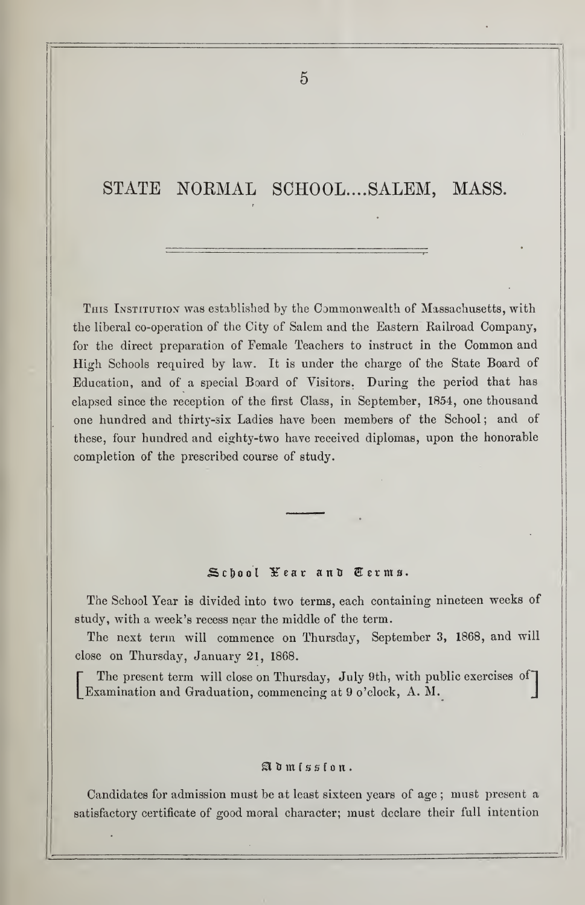# STATE NORMAL SCHOOL....SALEM, MASS.

This Institution was established by the Commonwealth of Massachusetts, with the liberal co-operation of the City of Salem and the Eastern Railroad Company, for the direct preparation of Female Teachers to instruct in the Common and High Schools required by law. It is under the charge of the State Board of Education, and of a special Board of Visitors. During the period that has elapsed since the reception of the first Class, in September, 1854, one thousand one hundred and thirty-six Ladies have been members of the School; and of these, four hundred and eighty-two have received diplomas, upon the honorable completion of the prescribed course of study.

## School Year and Terms.

The School Year is divided into two terms, each containing nineteen weeks of study, with a week's recess near the middle of the term.

The next term will commence on Thursday, September 3, 1868, and will close on Thursday, January 21, 1868.

[ The present term will close on Thursday, July 9th, with public exercises of Examination and Graduation, commencing at 9 o'clock, A. M. ]

## Admission.

Candidates for admission must be at least sixteen years of age; must present a satisfactory certificate of good moral character; must declare their full intention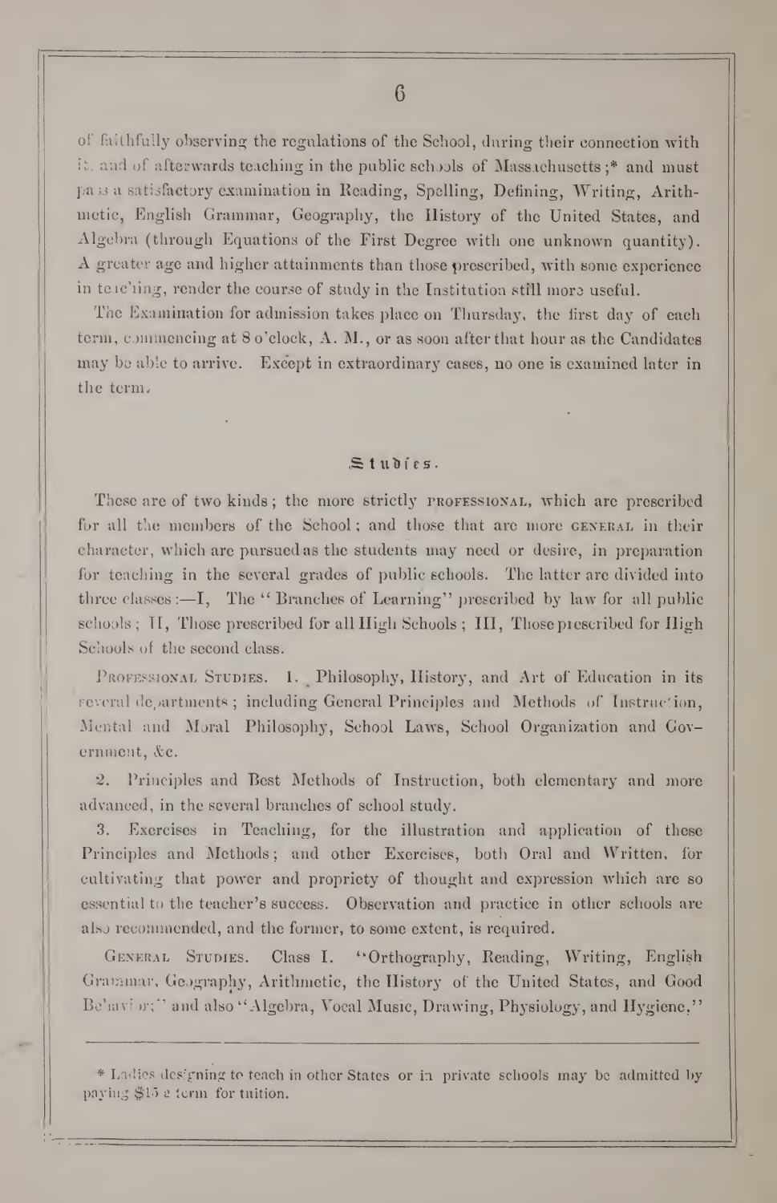of faithfully observing the regulations of the School, during their connection with it, and of afterwards teaching in the public schools of Massachusetts;* and must pass a satisfactory examination in Reading, Spelling, Defining, Writing, Arithmetic, English Grammar, Geography, the History of the United States, and Algebra (through Equations of the First Degree with one unknown quantity). A greater age and higher attainments than those prescribed, with some experience in teaching, render the course of study in the Institution still more useful.

The Examination for admission takes place on Thursday, the first day of each term, commencing at 8 o'clock, A. M., or as soon after that hour as the Candidates may be able to arrive. Except in extraordinary cases, no one is examined later in the term.

## Studies.

These are of two kinds; the more strictly PROFESSIONAL, which are prescribed for all the members of the School; and those that are more GENERAL in their character, which are pursued as the students may need or desire, in preparation for teaching in the several grades of public schools. The latter are divided into three classes:—I, The "Branches of Learning" prescribed by law for all public schools; II, Those prescribed for all High Schools; III, Those prescribed for High Schools of the second class.

PROFESSIONAL STUDIES. 1. Philosophy, History, and Art of Education in its several departments; including General Principles and Methods of Instruction, Mental and Moral Philosophy, School Laws, School Organization and Government, &c.

2. Principles and Best Methods of Instruction, both elementary and more advanced, in the several branches of school study.

3. Exercises in Teaching, for the illustration and application of these Principles and Methods; and other Exercises, both Oral and Written, for cultivating that power and propriety of thought and expression which are so essential to the teacher's success. Observation and practice in other schools are also recommended, and the former, to some extent, is required.

GENERAL STUDIES. Class I. "Orthography, Reading, Writing, English Grammar, Geography, Arithmetic, the History of the United States, and Good Behavior;" and also "Algebra, Vocal Music, Drawing, Physiology, and Hygiene,"

---

\* Ladies designing to teach in other States or in private schools may be admitted by paying $15 a term for tuition.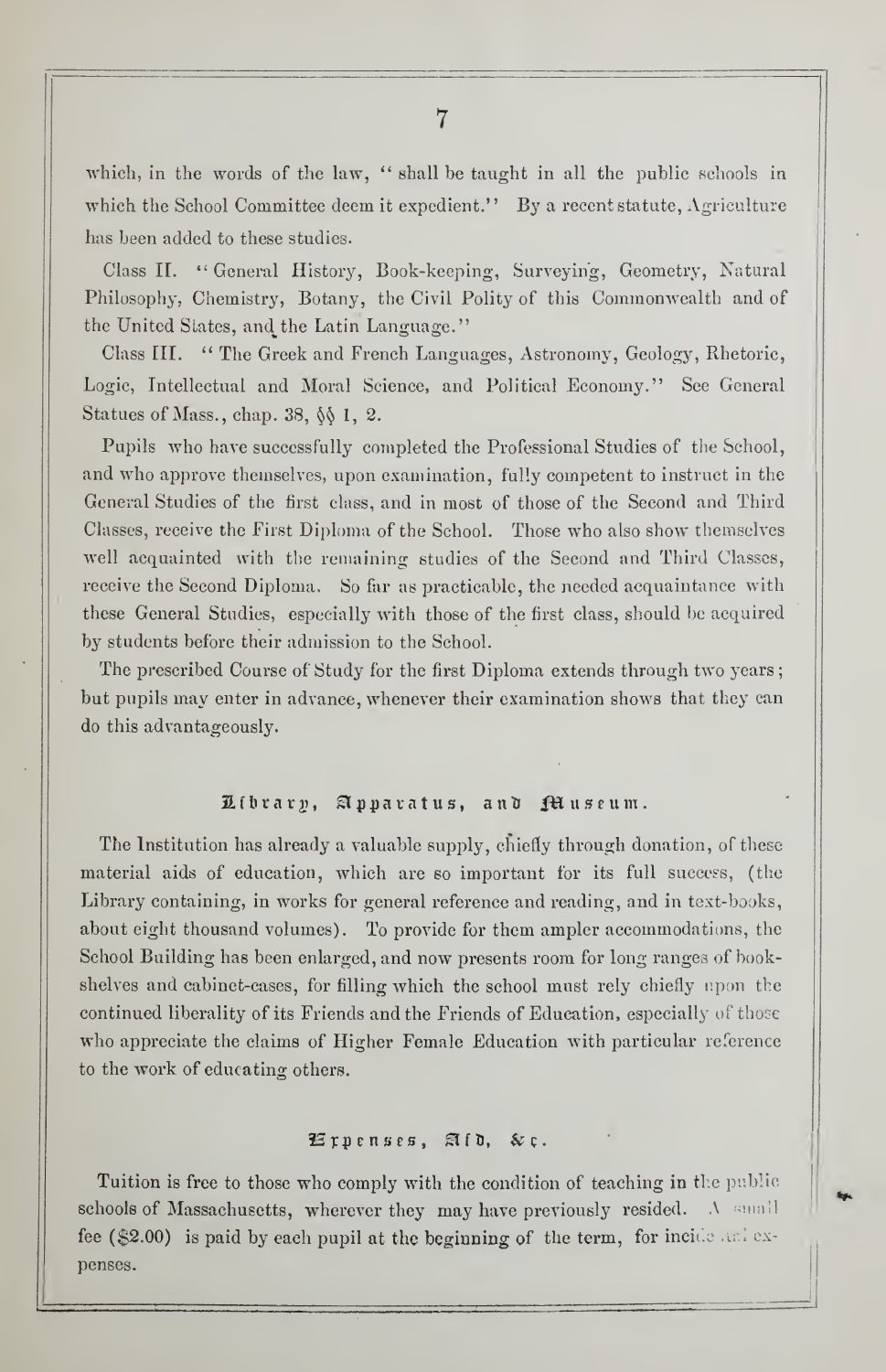which, in the words of the law, "shall be taught in all the public schools in which the School Committee deem it expedient." By a recent statute, Agriculture has been added to these studies.

Class II. "General History, Book-keeping, Surveying, Geometry, Natural Philosophy, Chemistry, Botany, the Civil Polity of this Commonwealth and of the United States, and the Latin Language."

Class III. "The Greek and French Languages, Astronomy, Geology, Rhetoric, Logic, Intellectual and Moral Science, and Political Economy." See General Statues of Mass., chap. 38, §§ 1, 2.

Pupils who have successfully completed the Professional Studies of the School, and who approve themselves, upon examination, fully competent to instruct in the General Studies of the first class, and in most of those of the Second and Third Classes, receive the First Diploma of the School. Those who also show themselves well acquainted with the remaining studies of the Second and Third Classes, receive the Second Diploma. So far as practicable, the needed acquaintance with these General Studies, especially with those of the first class, should be acquired by students before their admission to the School.

The prescribed Course of Study for the first Diploma extends through two years; but pupils may enter in advance, whenever their examination shows that they can do this advantageously.

## Library, Apparatus, and Museum.

The Institution has already a valuable supply, chiefly through donation, of these material aids of education, which are so important for its full success, (the Library containing, in works for general reference and reading, and in text-books, about eight thousand volumes). To provide for them ampler accommodations, the School Building has been enlarged, and now presents room for long ranges of book-shelves and cabinet-cases, for filling which the school must rely chiefly upon the continued liberality of its Friends and the Friends of Education, especially of those who appreciate the claims of Higher Female Education with particular reference to the work of educating others.

## Expenses, Aid, &c.

Tuition is free to those who comply with the condition of teaching in the public schools of Massachusetts, wherever they may have previously resided. A small fee ($2.00) is paid by each pupil at the beginning of the term, for incidental expenses.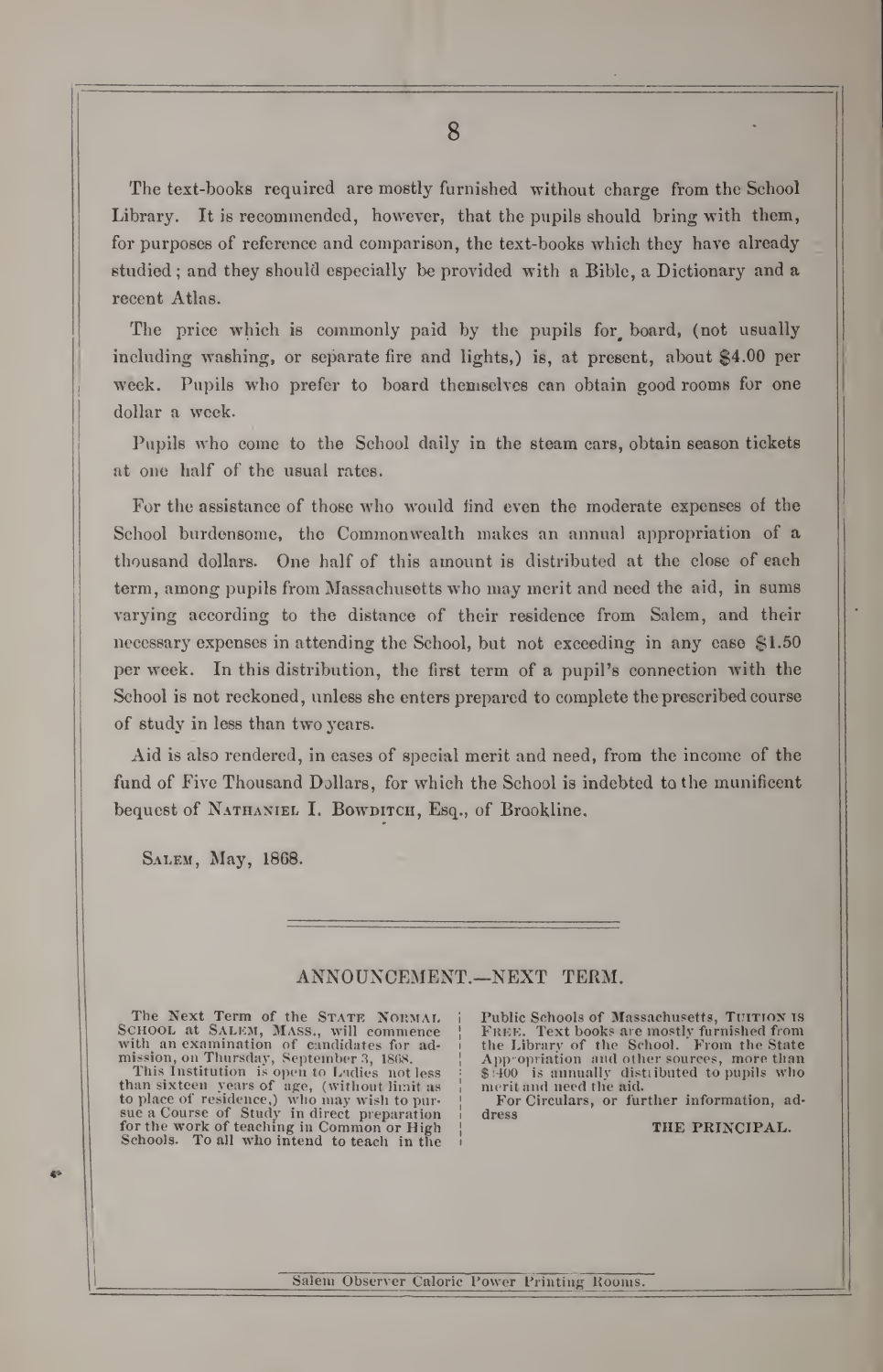The text-books required are mostly furnished without charge from the School Library. It is recommended, however, that the pupils should bring with them, for purposes of reference and comparison, the text-books which they have already studied; and they should especially be provided with a Bible, a Dictionary and a recent Atlas.

The price which is commonly paid by the pupils for board, (not usually including washing, or separate fire and lights,) is, at present, about $4.00 per week. Pupils who prefer to board themselves can obtain good rooms for one dollar a week.

Pupils who come to the School daily in the steam cars, obtain season tickets at one half of the usual rates.

For the assistance of those who would find even the moderate expenses of the School burdensome, the Commonwealth makes an annual appropriation of a thousand dollars. One half of this amount is distributed at the close of each term, among pupils from Massachusetts who may merit and need the aid, in sums varying according to the distance of their residence from Salem, and their necessary expenses in attending the School, but not exceeding in any case $1.50 per week. In this distribution, the first term of a pupil's connection with the School is not reckoned, unless she enters prepared to complete the prescribed course of study in less than two years.

Aid is also rendered, in cases of special merit and need, from the income of the fund of Five Thousand Dollars, for which the School is indebted to the munificent bequest of Nathaniel I. Bowditch, Esq., of Brookline.

Salem, May, 1868.

---

## ANNOUNCEMENT.—NEXT TERM.

The Next Term of the State Normal School at Salem, Mass., will commence with an examination of candidates for admission, on Thursday, September 3, 1868.

This Institution is open to Ladies not less than sixteen years of age, (without limit as to place of residence,) who may wish to pursue a Course of Study in direct preparation for the work of teaching in Common or High Schools. To all who intend to teach in the Public Schools of Massachusetts, Tuition is Free. Text books are mostly furnished from the Library of the School. From the State Appropriation and other sources, more than $1400 is annually distributed to pupils who merit and need the aid.

For Circulars, or further information, address

THE PRINCIPAL.

Salem Observer Caloric Power Printing Rooms.